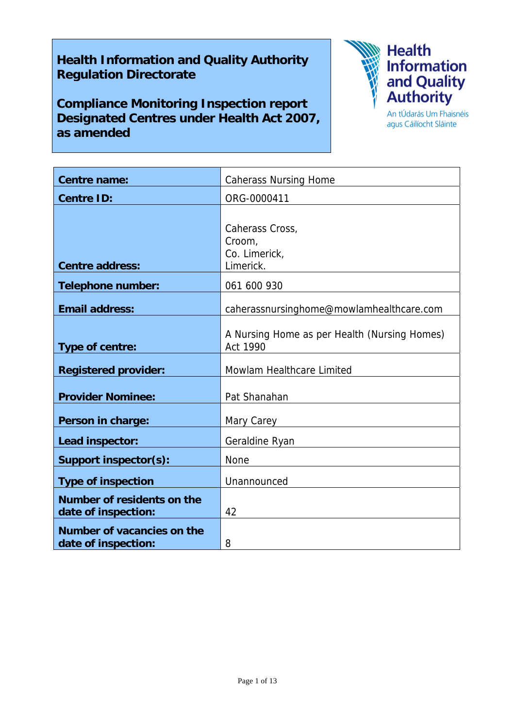**Health Information and Quality Authority**
**Regulation Directorate**

**Compliance Monitoring Inspection report**
**Designated Centres under Health Act 2007, as amended**

Health Information and Quality Authority
An tÚdarás Um Fhaisnéis agus Cáilíocht Sláinte

| | |
|---|---|
| **Centre name:** | Caherass Nursing Home |
| **Centre ID:** | ORG-0000411 |
| **Centre address:** | Caherass Cross,<br>Croom,<br>Co. Limerick,<br>Limerick. |
| **Telephone number:** | 061 600 930 |
| **Email address:** | caherassnursinghome@mowlamhealthcare.com |
| **Type of centre:** | A Nursing Home as per Health (Nursing Homes) Act 1990 |
| **Registered provider:** | Mowlam Healthcare Limited |
| **Provider Nominee:** | Pat Shanahan |
| **Person in charge:** | Mary Carey |
| **Lead inspector:** | Geraldine Ryan |
| **Support inspector(s):** | None |
| **Type of inspection** | Unannounced |
| **Number of residents on the date of inspection:** | 42 |
| **Number of vacancies on the date of inspection:** | 8 |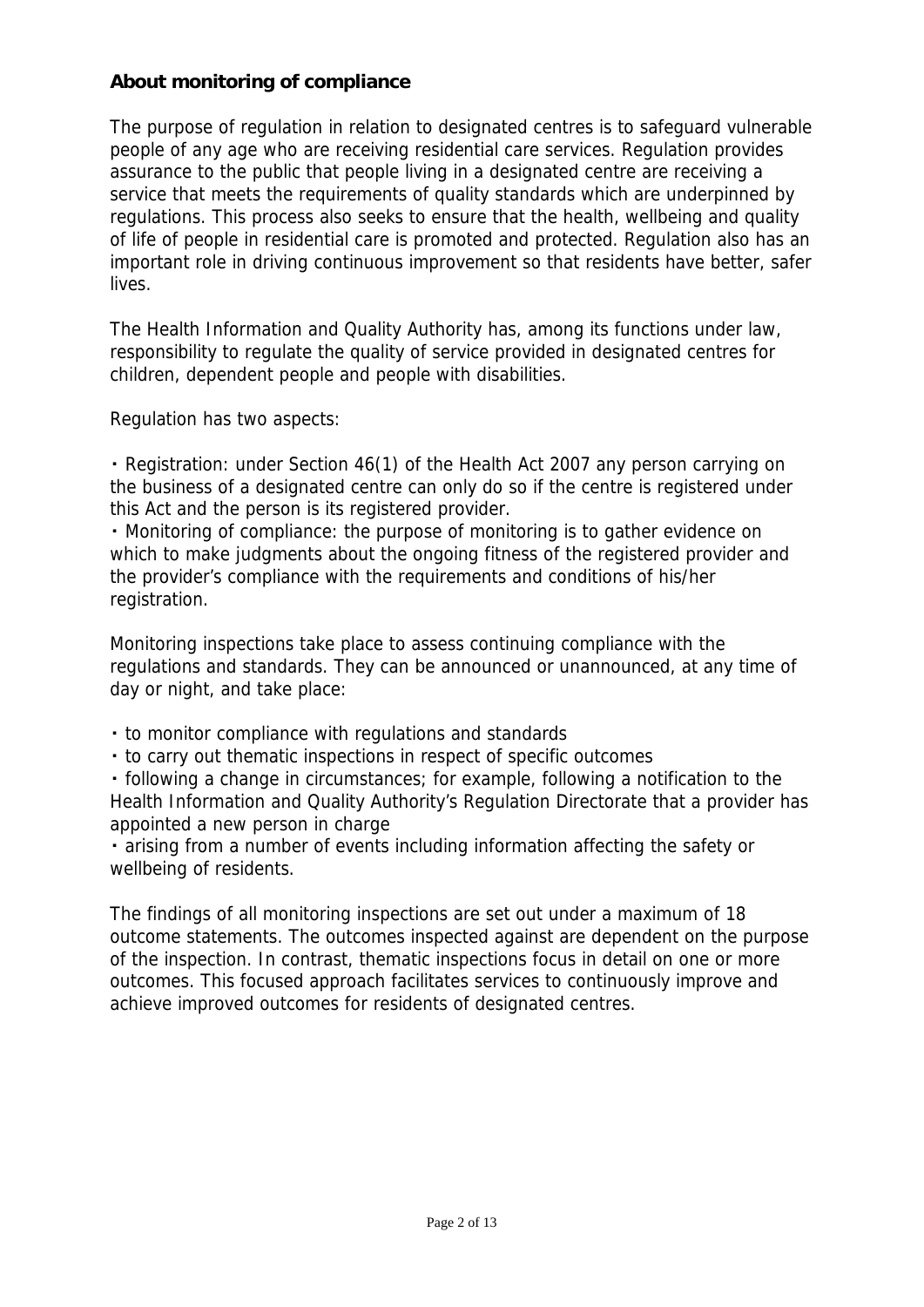## About monitoring of compliance

The purpose of regulation in relation to designated centres is to safeguard vulnerable people of any age who are receiving residential care services. Regulation provides assurance to the public that people living in a designated centre are receiving a service that meets the requirements of quality standards which are underpinned by regulations. This process also seeks to ensure that the health, wellbeing and quality of life of people in residential care is promoted and protected. Regulation also has an important role in driving continuous improvement so that residents have better, safer lives.

The Health Information and Quality Authority has, among its functions under law, responsibility to regulate the quality of service provided in designated centres for children, dependent people and people with disabilities.

Regulation has two aspects:

- Registration: under Section 46(1) of the Health Act 2007 any person carrying on the business of a designated centre can only do so if the centre is registered under this Act and the person is its registered provider.
- Monitoring of compliance: the purpose of monitoring is to gather evidence on which to make judgments about the ongoing fitness of the registered provider and the provider's compliance with the requirements and conditions of his/her registration.

Monitoring inspections take place to assess continuing compliance with the regulations and standards. They can be announced or unannounced, at any time of day or night, and take place:

- to monitor compliance with regulations and standards
- to carry out thematic inspections in respect of specific outcomes
- following a change in circumstances; for example, following a notification to the Health Information and Quality Authority's Regulation Directorate that a provider has appointed a new person in charge
- arising from a number of events including information affecting the safety or wellbeing of residents.

The findings of all monitoring inspections are set out under a maximum of 18 outcome statements. The outcomes inspected against are dependent on the purpose of the inspection. In contrast, thematic inspections focus in detail on one or more outcomes. This focused approach facilitates services to continuously improve and achieve improved outcomes for residents of designated centres.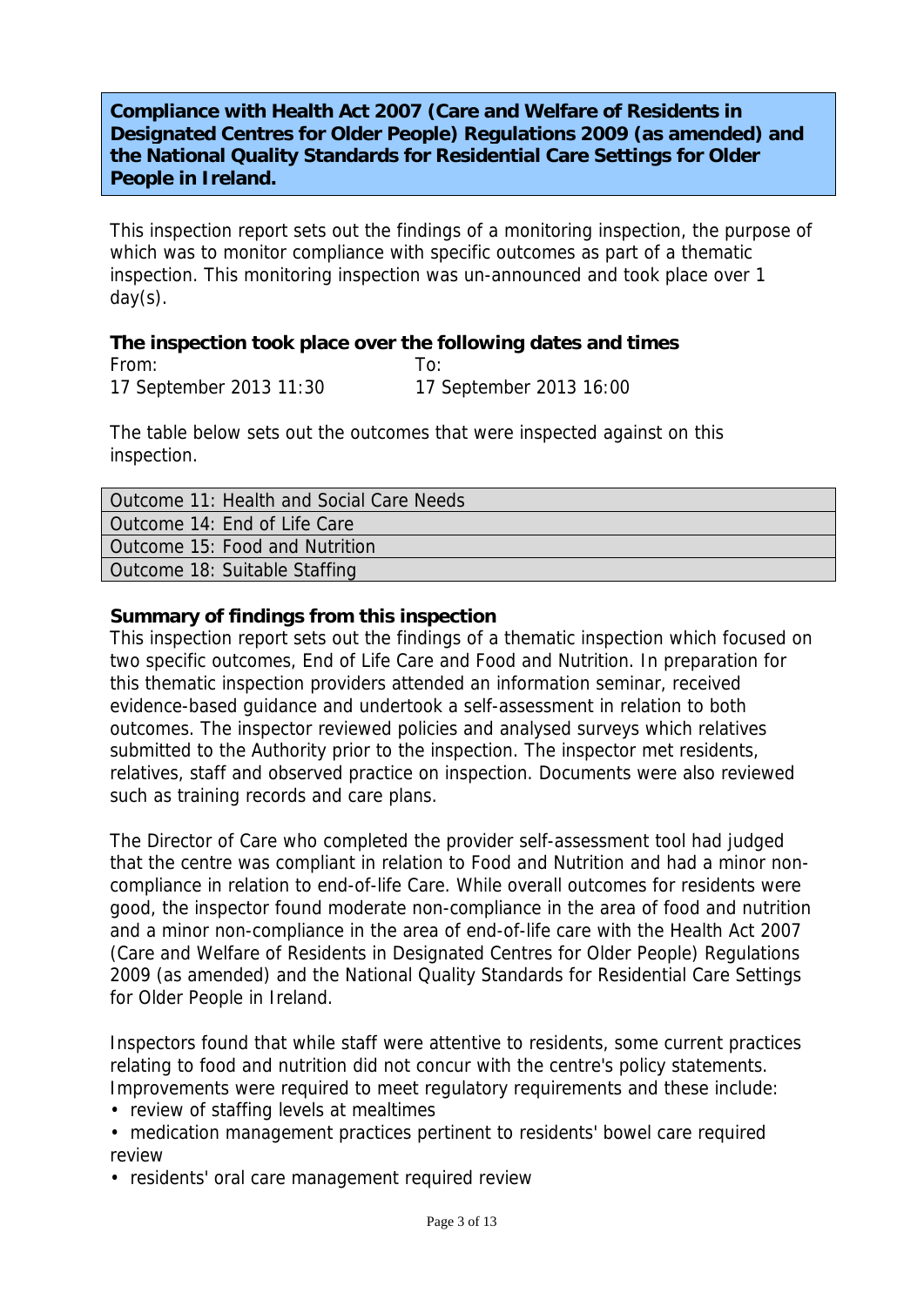**Compliance with Health Act 2007 (Care and Welfare of Residents in Designated Centres for Older People) Regulations 2009 (as amended) and the National Quality Standards for Residential Care Settings for Older People in Ireland.**

This inspection report sets out the findings of a monitoring inspection, the purpose of which was to monitor compliance with specific outcomes as part of a thematic inspection. This monitoring inspection was un-announced and took place over 1 day(s).

**The inspection took place over the following dates and times**

| From: | To: |
|---|---|
| 17 September 2013 11:30 | 17 September 2013 16:00 |

The table below sets out the outcomes that were inspected against on this inspection.

| Outcome |
|---|
| Outcome 11: Health and Social Care Needs |
| Outcome 14: End of Life Care |
| Outcome 15: Food and Nutrition |
| Outcome 18: Suitable Staffing |

**Summary of findings from this inspection**

This inspection report sets out the findings of a thematic inspection which focused on two specific outcomes, End of Life Care and Food and Nutrition. In preparation for this thematic inspection providers attended an information seminar, received evidence-based guidance and undertook a self-assessment in relation to both outcomes. The inspector reviewed policies and analysed surveys which relatives submitted to the Authority prior to the inspection. The inspector met residents, relatives, staff and observed practice on inspection. Documents were also reviewed such as training records and care plans.

The Director of Care who completed the provider self-assessment tool had judged that the centre was compliant in relation to Food and Nutrition and had a minor non-compliance in relation to end-of-life Care. While overall outcomes for residents were good, the inspector found moderate non-compliance in the area of food and nutrition and a minor non-compliance in the area of end-of-life care with the Health Act 2007 (Care and Welfare of Residents in Designated Centres for Older People) Regulations 2009 (as amended) and the National Quality Standards for Residential Care Settings for Older People in Ireland.

Inspectors found that while staff were attentive to residents, some current practices relating to food and nutrition did not concur with the centre's policy statements. Improvements were required to meet regulatory requirements and these include:

- review of staffing levels at mealtimes
- medication management practices pertinent to residents' bowel care required review
- residents' oral care management required review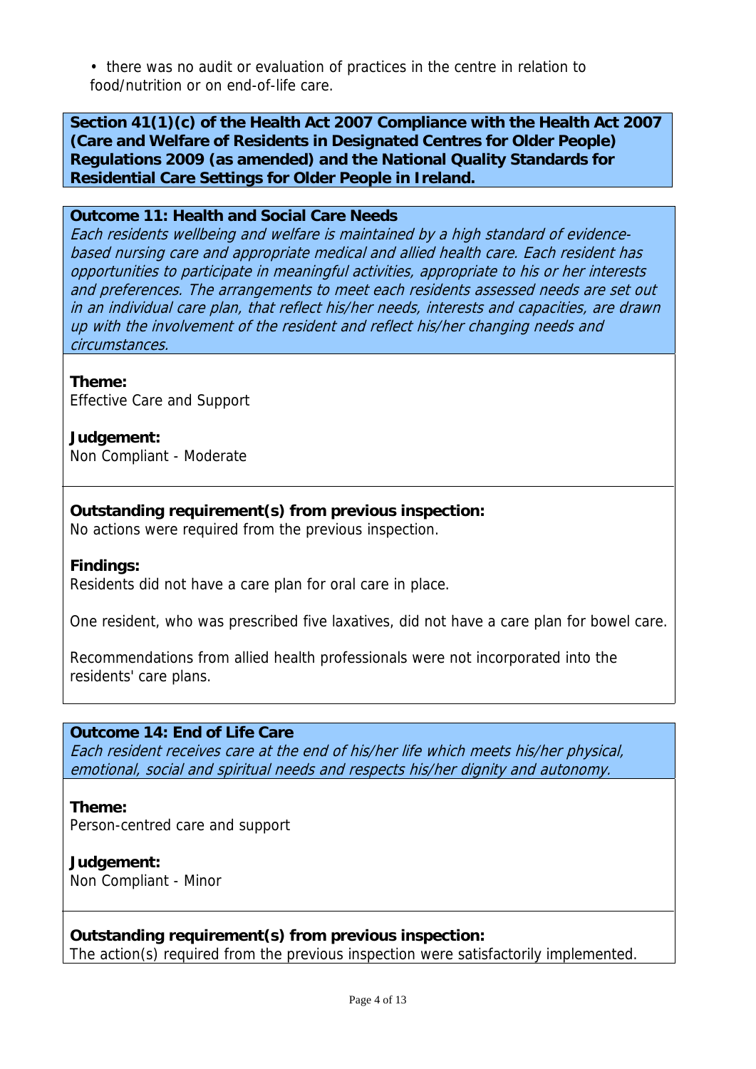- there was no audit or evaluation of practices in the centre in relation to food/nutrition or on end-of-life care.

**Section 41(1)(c) of the Health Act 2007 Compliance with the Health Act 2007 (Care and Welfare of Residents in Designated Centres for Older People) Regulations 2009 (as amended) and the National Quality Standards for Residential Care Settings for Older People in Ireland.**

**Outcome 11: Health and Social Care Needs**
*Each residents wellbeing and welfare is maintained by a high standard of evidence-based nursing care and appropriate medical and allied health care. Each resident has opportunities to participate in meaningful activities, appropriate to his or her interests and preferences. The arrangements to meet each residents assessed needs are set out in an individual care plan, that reflect his/her needs, interests and capacities, are drawn up with the involvement of the resident and reflect his/her changing needs and circumstances.*

**Theme:**
Effective Care and Support

**Judgement:**
Non Compliant - Moderate

**Outstanding requirement(s) from previous inspection:**
No actions were required from the previous inspection.

**Findings:**
Residents did not have a care plan for oral care in place.

One resident, who was prescribed five laxatives, did not have a care plan for bowel care.

Recommendations from allied health professionals were not incorporated into the residents' care plans.

**Outcome 14: End of Life Care**
*Each resident receives care at the end of his/her life which meets his/her physical, emotional, social and spiritual needs and respects his/her dignity and autonomy.*

**Theme:**
Person-centred care and support

**Judgement:**
Non Compliant - Minor

**Outstanding requirement(s) from previous inspection:**
The action(s) required from the previous inspection were satisfactorily implemented.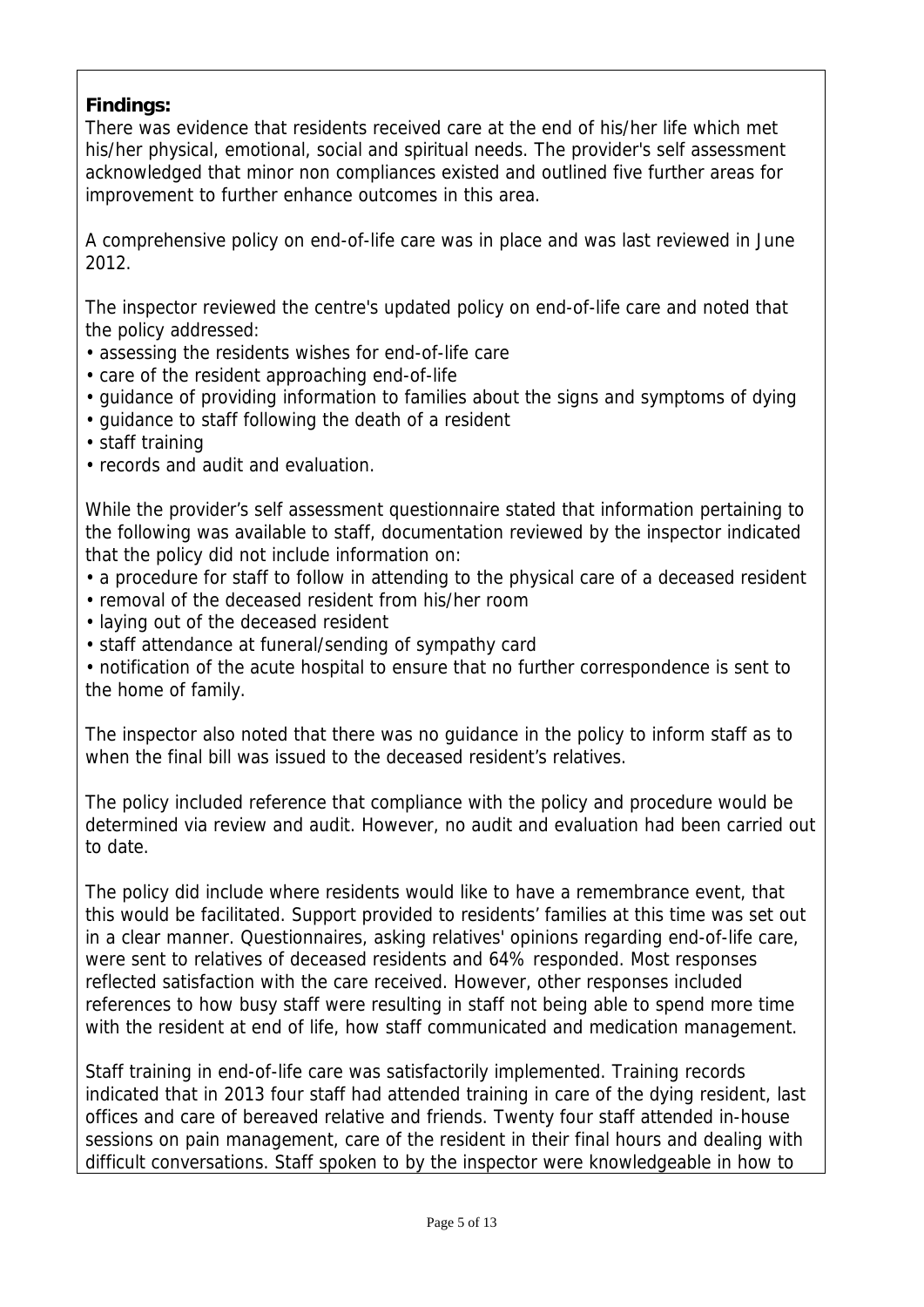**Findings:**

There was evidence that residents received care at the end of his/her life which met his/her physical, emotional, social and spiritual needs. The provider's self assessment acknowledged that minor non compliances existed and outlined five further areas for improvement to further enhance outcomes in this area.

A comprehensive policy on end-of-life care was in place and was last reviewed in June 2012.

The inspector reviewed the centre's updated policy on end-of-life care and noted that the policy addressed:

- assessing the residents wishes for end-of-life care
- care of the resident approaching end-of-life
- guidance of providing information to families about the signs and symptoms of dying
- guidance to staff following the death of a resident
- staff training
- records and audit and evaluation.

While the provider's self assessment questionnaire stated that information pertaining to the following was available to staff, documentation reviewed by the inspector indicated that the policy did not include information on:

- a procedure for staff to follow in attending to the physical care of a deceased resident
- removal of the deceased resident from his/her room
- laying out of the deceased resident
- staff attendance at funeral/sending of sympathy card
- notification of the acute hospital to ensure that no further correspondence is sent to the home of family.

The inspector also noted that there was no guidance in the policy to inform staff as to when the final bill was issued to the deceased resident's relatives.

The policy included reference that compliance with the policy and procedure would be determined via review and audit. However, no audit and evaluation had been carried out to date.

The policy did include where residents would like to have a remembrance event, that this would be facilitated. Support provided to residents' families at this time was set out in a clear manner. Questionnaires, asking relatives' opinions regarding end-of-life care, were sent to relatives of deceased residents and 64% responded. Most responses reflected satisfaction with the care received. However, other responses included references to how busy staff were resulting in staff not being able to spend more time with the resident at end of life, how staff communicated and medication management.

Staff training in end-of-life care was satisfactorily implemented. Training records indicated that in 2013 four staff had attended training in care of the dying resident, last offices and care of bereaved relative and friends. Twenty four staff attended in-house sessions on pain management, care of the resident in their final hours and dealing with difficult conversations. Staff spoken to by the inspector were knowledgeable in how to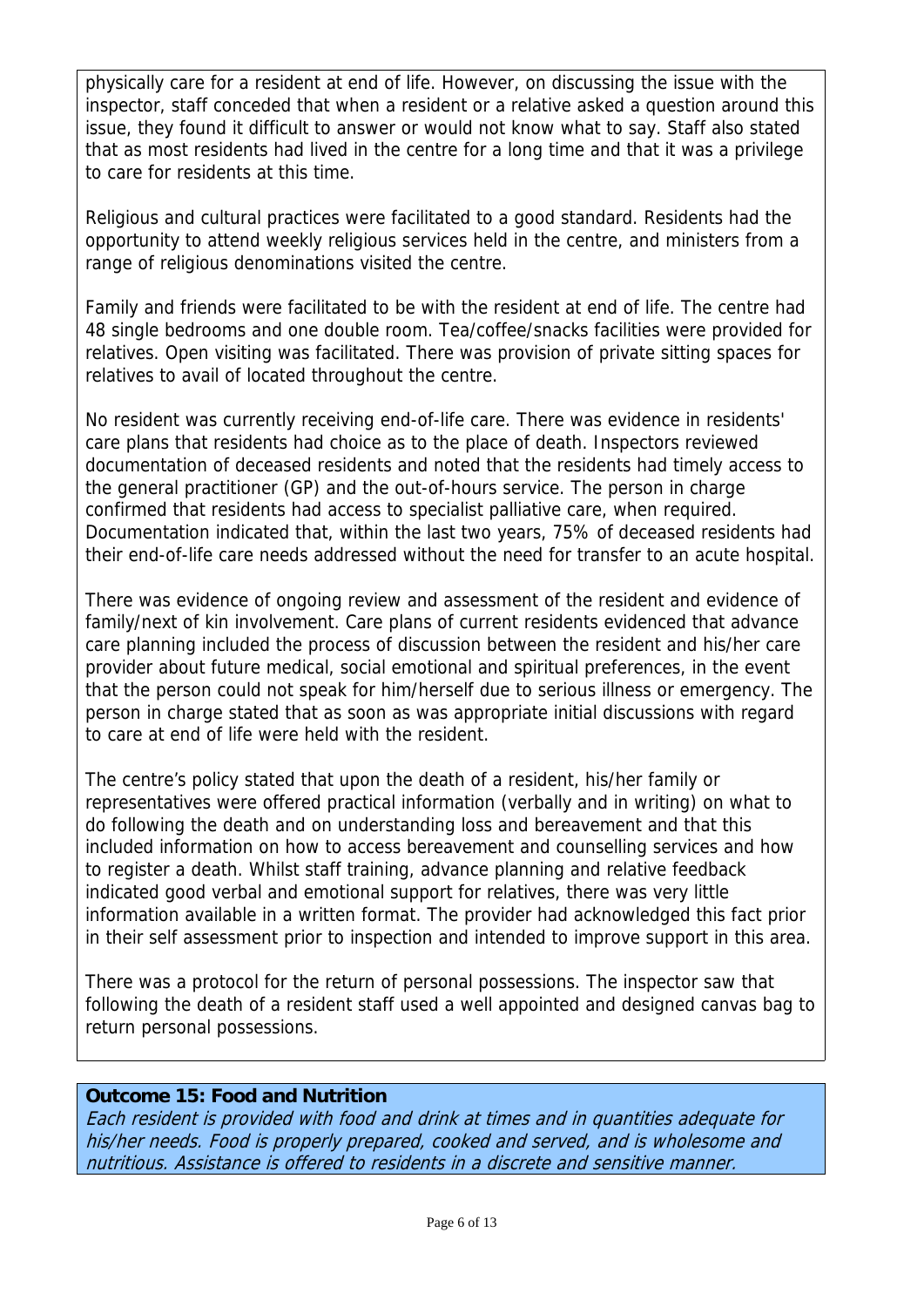physically care for a resident at end of life. However, on discussing the issue with the inspector, staff conceded that when a resident or a relative asked a question around this issue, they found it difficult to answer or would not know what to say. Staff also stated that as most residents had lived in the centre for a long time and that it was a privilege to care for residents at this time.

Religious and cultural practices were facilitated to a good standard. Residents had the opportunity to attend weekly religious services held in the centre, and ministers from a range of religious denominations visited the centre.

Family and friends were facilitated to be with the resident at end of life. The centre had 48 single bedrooms and one double room. Tea/coffee/snacks facilities were provided for relatives. Open visiting was facilitated. There was provision of private sitting spaces for relatives to avail of located throughout the centre.

No resident was currently receiving end-of-life care. There was evidence in residents' care plans that residents had choice as to the place of death. Inspectors reviewed documentation of deceased residents and noted that the residents had timely access to the general practitioner (GP) and the out-of-hours service. The person in charge confirmed that residents had access to specialist palliative care, when required. Documentation indicated that, within the last two years, 75% of deceased residents had their end-of-life care needs addressed without the need for transfer to an acute hospital.

There was evidence of ongoing review and assessment of the resident and evidence of family/next of kin involvement. Care plans of current residents evidenced that advance care planning included the process of discussion between the resident and his/her care provider about future medical, social emotional and spiritual preferences, in the event that the person could not speak for him/herself due to serious illness or emergency. The person in charge stated that as soon as was appropriate initial discussions with regard to care at end of life were held with the resident.

The centre's policy stated that upon the death of a resident, his/her family or representatives were offered practical information (verbally and in writing) on what to do following the death and on understanding loss and bereavement and that this included information on how to access bereavement and counselling services and how to register a death. Whilst staff training, advance planning and relative feedback indicated good verbal and emotional support for relatives, there was very little information available in a written format. The provider had acknowledged this fact prior in their self assessment prior to inspection and intended to improve support in this area.

There was a protocol for the return of personal possessions. The inspector saw that following the death of a resident staff used a well appointed and designed canvas bag to return personal possessions.

**Outcome 15: Food and Nutrition**

*Each resident is provided with food and drink at times and in quantities adequate for his/her needs. Food is properly prepared, cooked and served, and is wholesome and nutritious. Assistance is offered to residents in a discrete and sensitive manner.*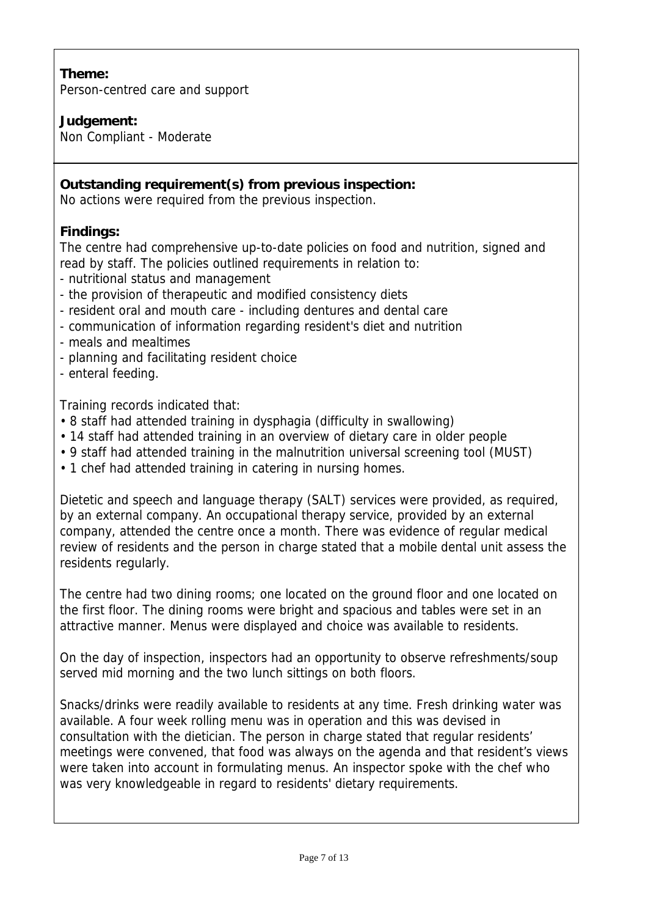**Theme:**
Person-centred care and support

**Judgement:**
Non Compliant - Moderate

**Outstanding requirement(s) from previous inspection:**
No actions were required from the previous inspection.

**Findings:**
The centre had comprehensive up-to-date policies on food and nutrition, signed and read by staff. The policies outlined requirements in relation to:
- nutritional status and management
- the provision of therapeutic and modified consistency diets
- resident oral and mouth care - including dentures and dental care
- communication of information regarding resident's diet and nutrition
- meals and mealtimes
- planning and facilitating resident choice
- enteral feeding.

Training records indicated that:
- 8 staff had attended training in dysphagia (difficulty in swallowing)
- 14 staff had attended training in an overview of dietary care in older people
- 9 staff had attended training in the malnutrition universal screening tool (MUST)
- 1 chef had attended training in catering in nursing homes.

Dietetic and speech and language therapy (SALT) services were provided, as required, by an external company. An occupational therapy service, provided by an external company, attended the centre once a month. There was evidence of regular medical review of residents and the person in charge stated that a mobile dental unit assess the residents regularly.

The centre had two dining rooms; one located on the ground floor and one located on the first floor. The dining rooms were bright and spacious and tables were set in an attractive manner. Menus were displayed and choice was available to residents.

On the day of inspection, inspectors had an opportunity to observe refreshments/soup served mid morning and the two lunch sittings on both floors.

Snacks/drinks were readily available to residents at any time. Fresh drinking water was available. A four week rolling menu was in operation and this was devised in consultation with the dietician. The person in charge stated that regular residents' meetings were convened, that food was always on the agenda and that resident's views were taken into account in formulating menus. An inspector spoke with the chef who was very knowledgeable in regard to residents' dietary requirements.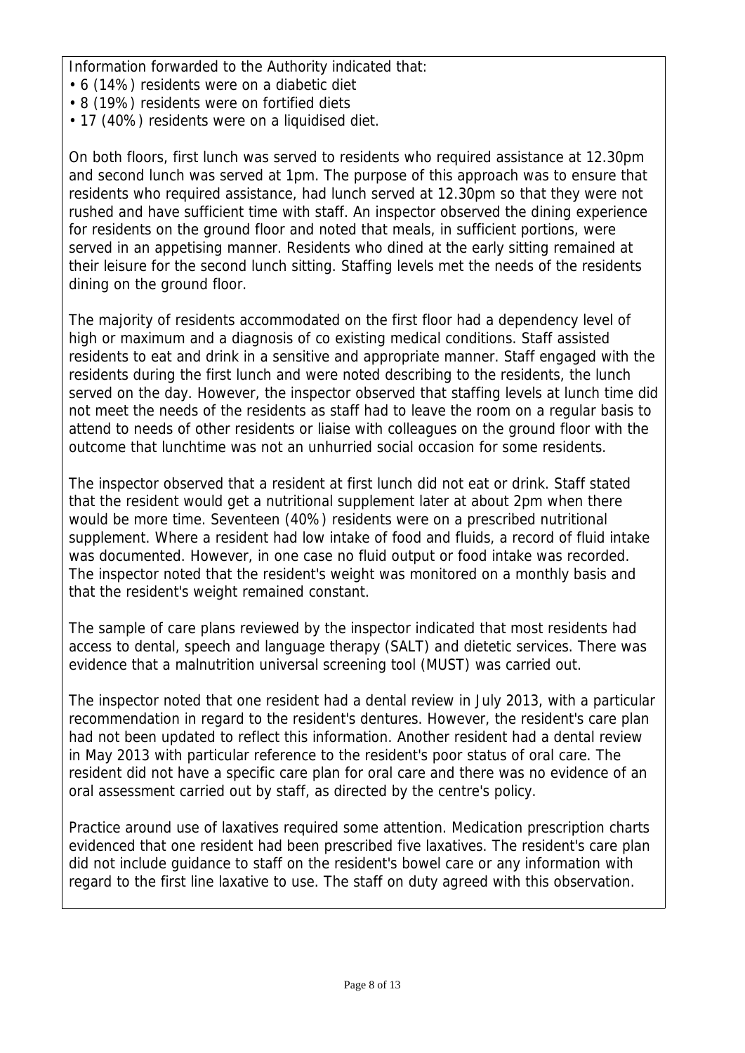Information forwarded to the Authority indicated that:

- 6 (14%) residents were on a diabetic diet
- 8 (19%) residents were on fortified diets
- 17 (40%) residents were on a liquidised diet.

On both floors, first lunch was served to residents who required assistance at 12.30pm and second lunch was served at 1pm. The purpose of this approach was to ensure that residents who required assistance, had lunch served at 12.30pm so that they were not rushed and have sufficient time with staff. An inspector observed the dining experience for residents on the ground floor and noted that meals, in sufficient portions, were served in an appetising manner. Residents who dined at the early sitting remained at their leisure for the second lunch sitting. Staffing levels met the needs of the residents dining on the ground floor.

The majority of residents accommodated on the first floor had a dependency level of high or maximum and a diagnosis of co existing medical conditions. Staff assisted residents to eat and drink in a sensitive and appropriate manner. Staff engaged with the residents during the first lunch and were noted describing to the residents, the lunch served on the day. However, the inspector observed that staffing levels at lunch time did not meet the needs of the residents as staff had to leave the room on a regular basis to attend to needs of other residents or liaise with colleagues on the ground floor with the outcome that lunchtime was not an unhurried social occasion for some residents.

The inspector observed that a resident at first lunch did not eat or drink. Staff stated that the resident would get a nutritional supplement later at about 2pm when there would be more time. Seventeen (40%) residents were on a prescribed nutritional supplement. Where a resident had low intake of food and fluids, a record of fluid intake was documented. However, in one case no fluid output or food intake was recorded. The inspector noted that the resident's weight was monitored on a monthly basis and that the resident's weight remained constant.

The sample of care plans reviewed by the inspector indicated that most residents had access to dental, speech and language therapy (SALT) and dietetic services. There was evidence that a malnutrition universal screening tool (MUST) was carried out.

The inspector noted that one resident had a dental review in July 2013, with a particular recommendation in regard to the resident's dentures. However, the resident's care plan had not been updated to reflect this information. Another resident had a dental review in May 2013 with particular reference to the resident's poor status of oral care. The resident did not have a specific care plan for oral care and there was no evidence of an oral assessment carried out by staff, as directed by the centre's policy.

Practice around use of laxatives required some attention. Medication prescription charts evidenced that one resident had been prescribed five laxatives. The resident's care plan did not include guidance to staff on the resident's bowel care or any information with regard to the first line laxative to use. The staff on duty agreed with this observation.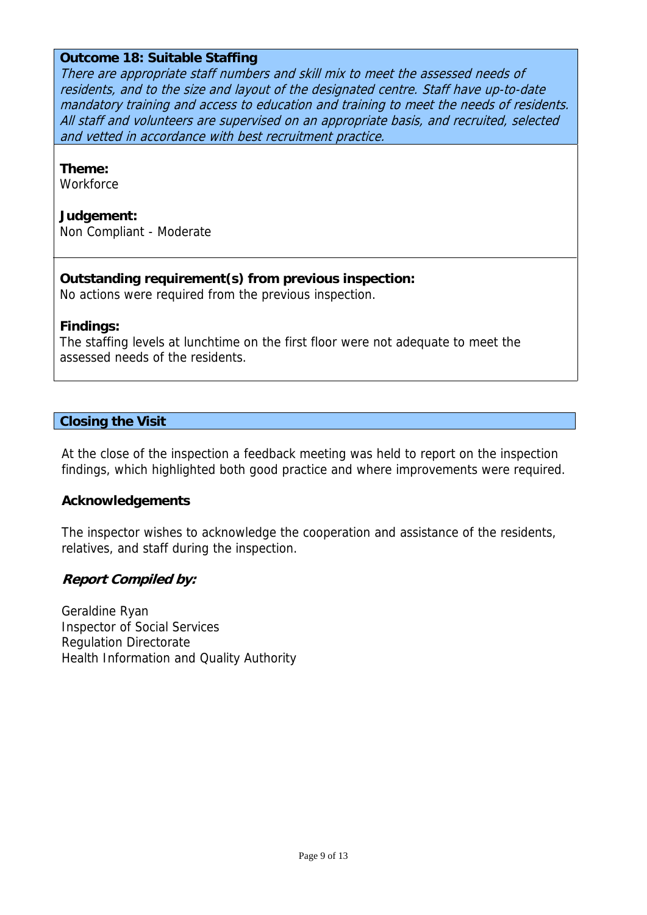### Outcome 18: Suitable Staffing

*There are appropriate staff numbers and skill mix to meet the assessed needs of residents, and to the size and layout of the designated centre. Staff have up-to-date mandatory training and access to education and training to meet the needs of residents. All staff and volunteers are supervised on an appropriate basis, and recruited, selected and vetted in accordance with best recruitment practice.*

**Theme:**
Workforce

**Judgement:**
Non Compliant - Moderate

**Outstanding requirement(s) from previous inspection:**
No actions were required from the previous inspection.

**Findings:**
The staffing levels at lunchtime on the first floor were not adequate to meet the assessed needs of the residents.

### Closing the Visit

At the close of the inspection a feedback meeting was held to report on the inspection findings, which highlighted both good practice and where improvements were required.

**Acknowledgements**

The inspector wishes to acknowledge the cooperation and assistance of the residents, relatives, and staff during the inspection.

***Report Compiled by:***

Geraldine Ryan
Inspector of Social Services
Regulation Directorate
Health Information and Quality Authority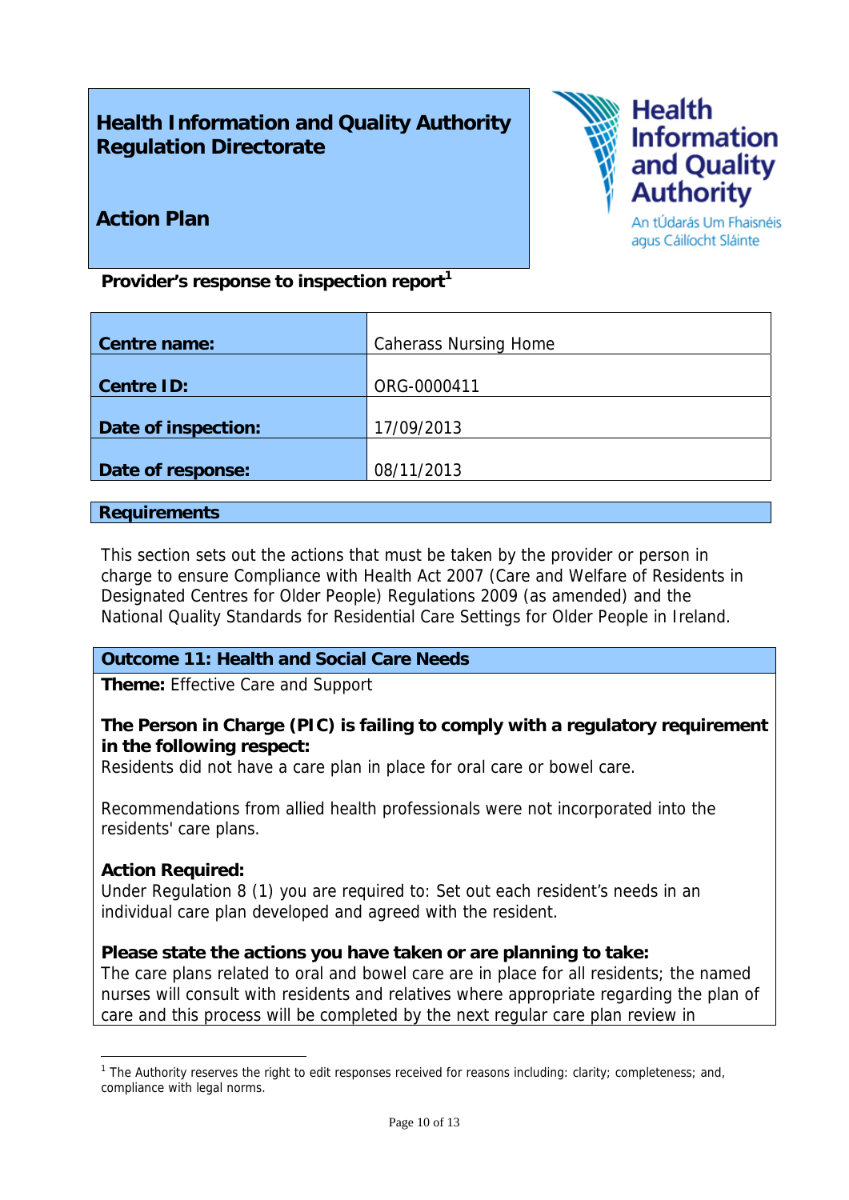## Health Information and Quality Authority Regulation Directorate

## Action Plan

Health Information and Quality Authority
An tÚdarás Um Fhaisnéis agus Cáilíocht Sláinte

**Provider's response to inspection report**[1]

| | |
|---|---|
| **Centre name:** | Caherass Nursing Home |
| **Centre ID:** | ORG-0000411 |
| **Date of inspection:** | 17/09/2013 |
| **Date of response:** | 08/11/2013 |

### Requirements

This section sets out the actions that must be taken by the provider or person in charge to ensure Compliance with Health Act 2007 (Care and Welfare of Residents in Designated Centres for Older People) Regulations 2009 (as amended) and the National Quality Standards for Residential Care Settings for Older People in Ireland.

### Outcome 11: Health and Social Care Needs

**Theme:** Effective Care and Support

**The Person in Charge (PIC) is failing to comply with a regulatory requirement in the following respect:**
Residents did not have a care plan in place for oral care or bowel care.

Recommendations from allied health professionals were not incorporated into the residents' care plans.

**Action Required:**
Under Regulation 8 (1) you are required to: Set out each resident's needs in an individual care plan developed and agreed with the resident.

**Please state the actions you have taken or are planning to take:**
The care plans related to oral and bowel care are in place for all residents; the named nurses will consult with residents and relatives where appropriate regarding the plan of care and this process will be completed by the next regular care plan review in

[1] The Authority reserves the right to edit responses received for reasons including: clarity; completeness; and, compliance with legal norms.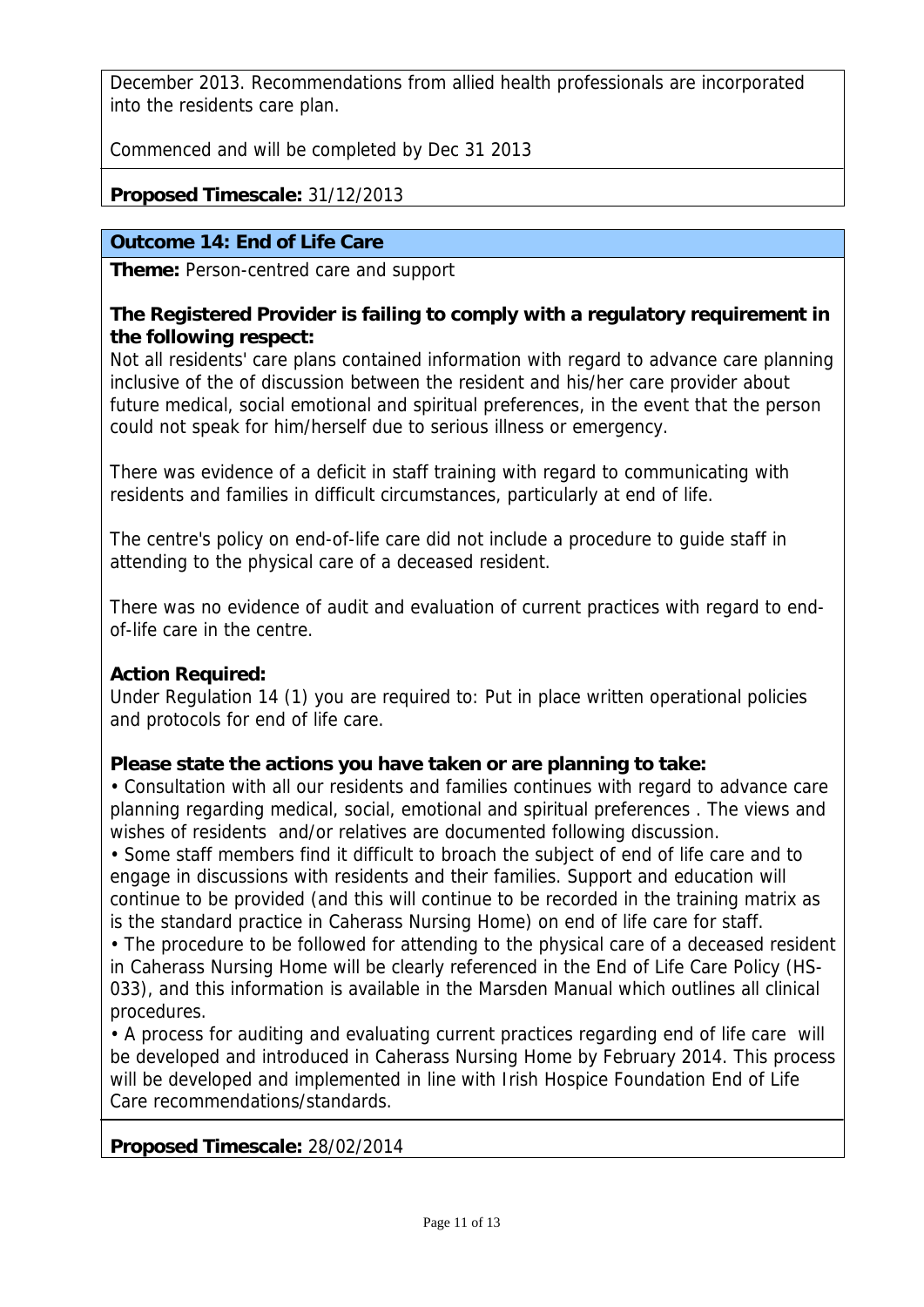December 2013. Recommendations from allied health professionals are incorporated into the residents care plan.

Commenced and will be completed by Dec 31 2013

**Proposed Timescale:** 31/12/2013

**Outcome 14: End of Life Care**

**Theme:** Person-centred care and support

**The Registered Provider is failing to comply with a regulatory requirement in the following respect:**

Not all residents' care plans contained information with regard to advance care planning inclusive of the of discussion between the resident and his/her care provider about future medical, social emotional and spiritual preferences, in the event that the person could not speak for him/herself due to serious illness or emergency.

There was evidence of a deficit in staff training with regard to communicating with residents and families in difficult circumstances, particularly at end of life.

The centre's policy on end-of-life care did not include a procedure to guide staff in attending to the physical care of a deceased resident.

There was no evidence of audit and evaluation of current practices with regard to end-of-life care in the centre.

**Action Required:**

Under Regulation 14 (1) you are required to: Put in place written operational policies and protocols for end of life care.

**Please state the actions you have taken or are planning to take:**

- Consultation with all our residents and families continues with regard to advance care planning regarding medical, social, emotional and spiritual preferences . The views and wishes of residents and/or relatives are documented following discussion.
- Some staff members find it difficult to broach the subject of end of life care and to engage in discussions with residents and their families. Support and education will continue to be provided (and this will continue to be recorded in the training matrix as is the standard practice in Caherass Nursing Home) on end of life care for staff.
- The procedure to be followed for attending to the physical care of a deceased resident in Caherass Nursing Home will be clearly referenced in the End of Life Care Policy (HS-033), and this information is available in the Marsden Manual which outlines all clinical procedures.
- A process for auditing and evaluating current practices regarding end of life care will be developed and introduced in Caherass Nursing Home by February 2014. This process will be developed and implemented in line with Irish Hospice Foundation End of Life Care recommendations/standards.

**Proposed Timescale:** 28/02/2014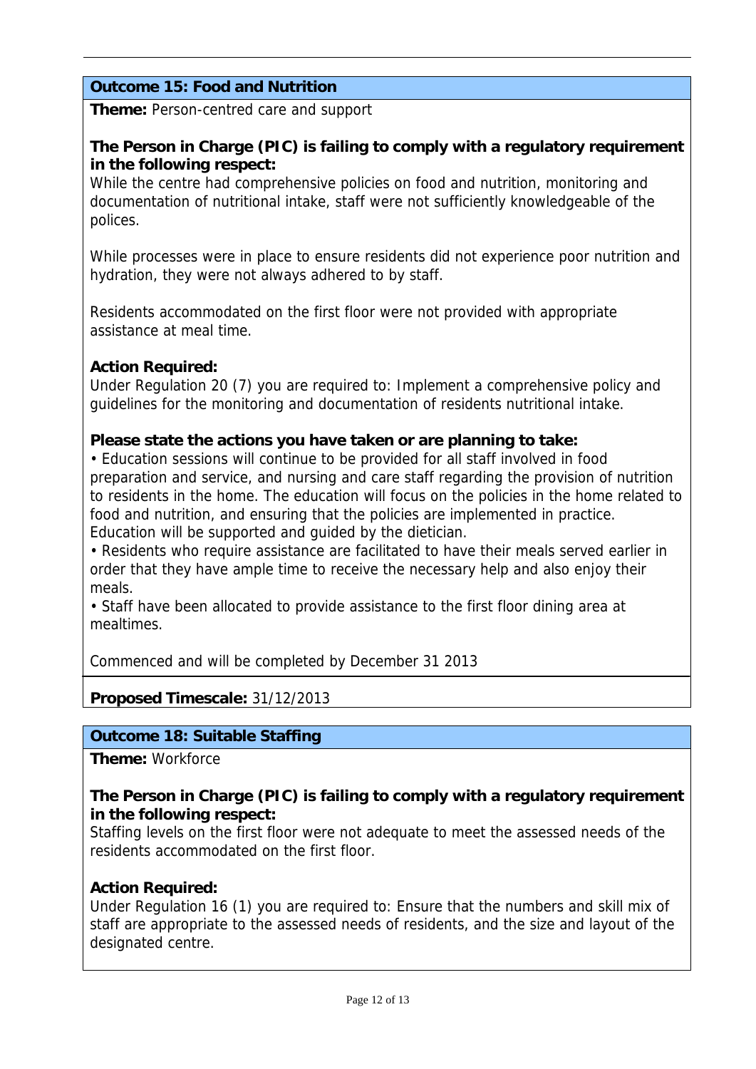### Outcome 15: Food and Nutrition

**Theme:** Person-centred care and support

**The Person in Charge (PIC) is failing to comply with a regulatory requirement in the following respect:**

While the centre had comprehensive policies on food and nutrition, monitoring and documentation of nutritional intake, staff were not sufficiently knowledgeable of the polices.

While processes were in place to ensure residents did not experience poor nutrition and hydration, they were not always adhered to by staff.

Residents accommodated on the first floor were not provided with appropriate assistance at meal time.

**Action Required:**

Under Regulation 20 (7) you are required to: Implement a comprehensive policy and guidelines for the monitoring and documentation of residents nutritional intake.

**Please state the actions you have taken or are planning to take:**

• Education sessions will continue to be provided for all staff involved in food preparation and service, and nursing and care staff regarding the provision of nutrition to residents in the home. The education will focus on the policies in the home related to food and nutrition, and ensuring that the policies are implemented in practice. Education will be supported and guided by the dietician.

• Residents who require assistance are facilitated to have their meals served earlier in order that they have ample time to receive the necessary help and also enjoy their meals.

• Staff have been allocated to provide assistance to the first floor dining area at mealtimes.

Commenced and will be completed by December 31 2013

**Proposed Timescale:** 31/12/2013

### Outcome 18: Suitable Staffing

**Theme:** Workforce

**The Person in Charge (PIC) is failing to comply with a regulatory requirement in the following respect:**

Staffing levels on the first floor were not adequate to meet the assessed needs of the residents accommodated on the first floor.

**Action Required:**

Under Regulation 16 (1) you are required to: Ensure that the numbers and skill mix of staff are appropriate to the assessed needs of residents, and the size and layout of the designated centre.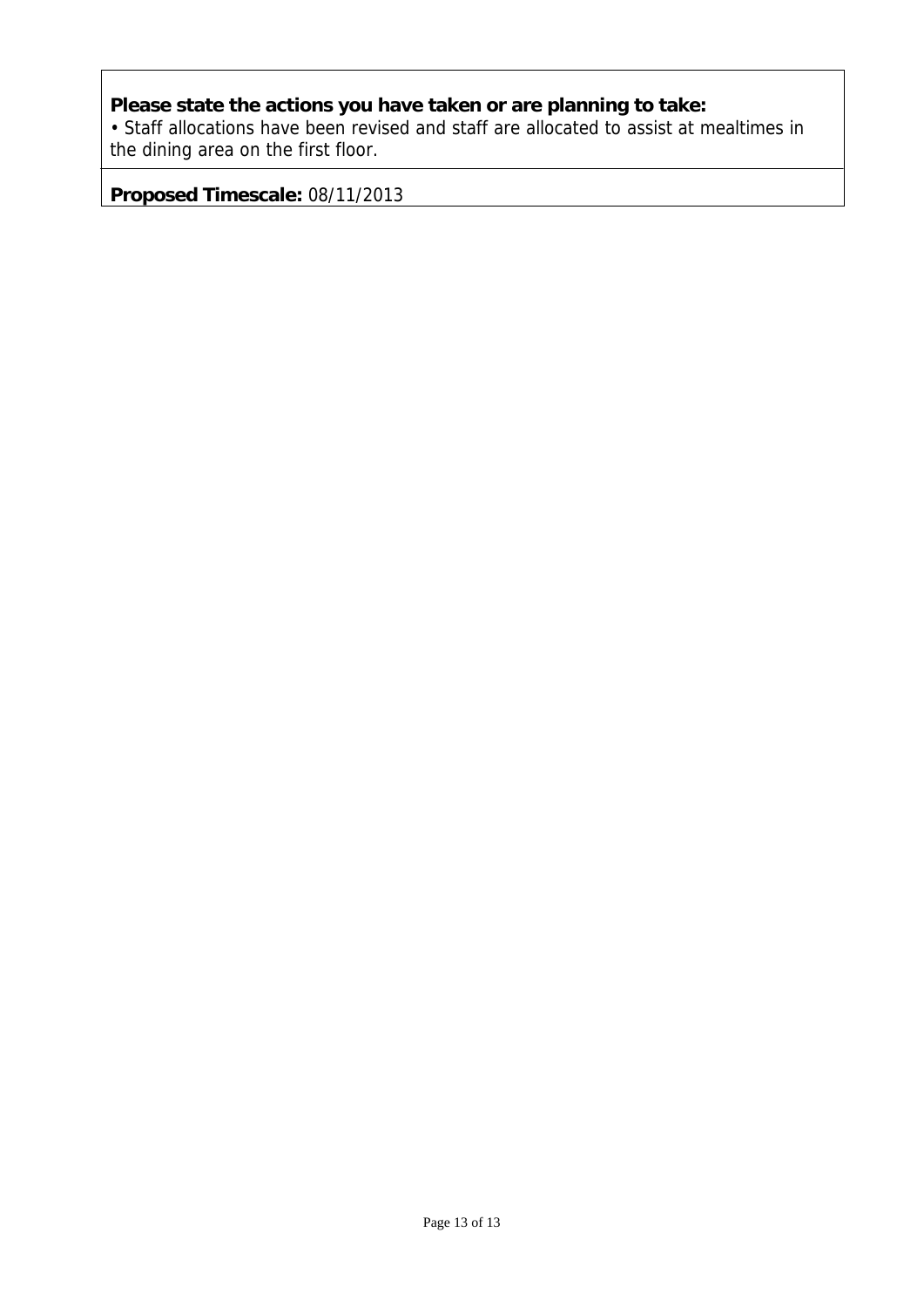**Please state the actions you have taken or are planning to take:**

- Staff allocations have been revised and staff are allocated to assist at mealtimes in the dining area on the first floor.

**Proposed Timescale:** 08/11/2013